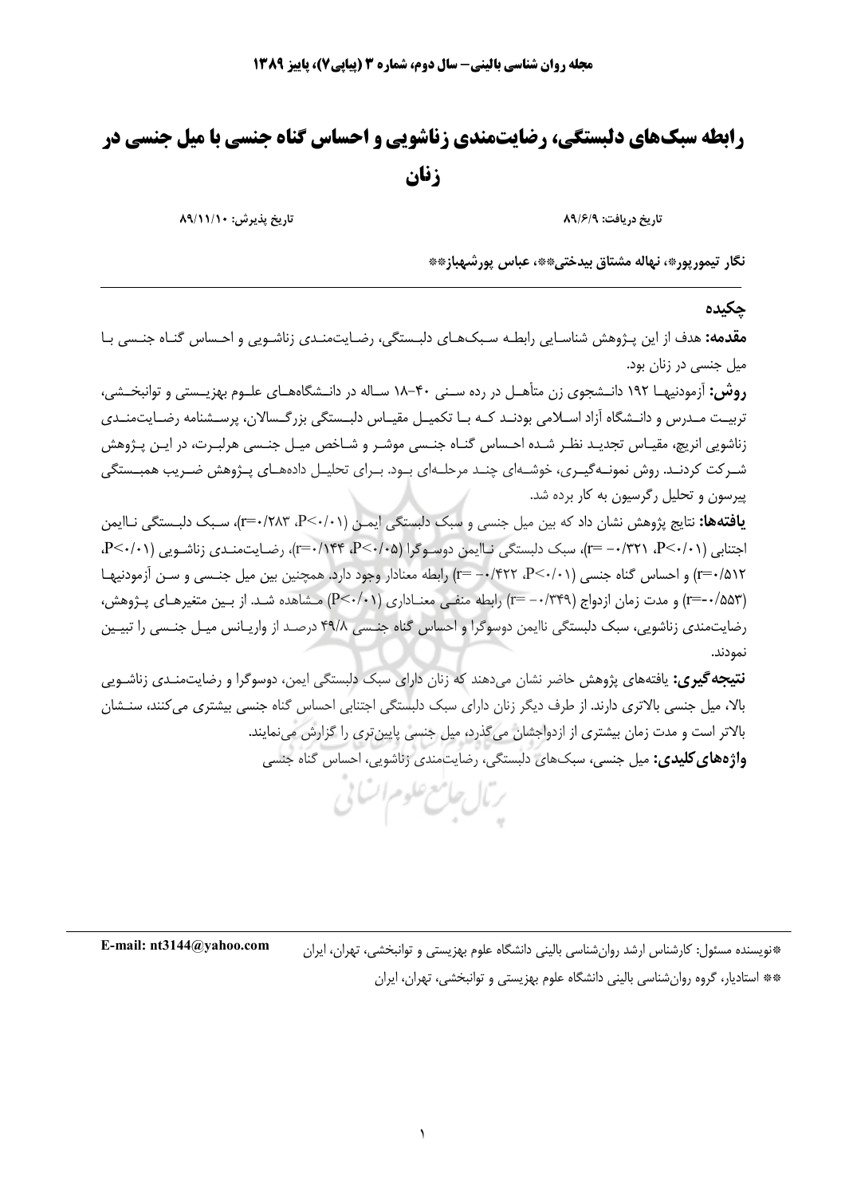# رابطه سبک‌های دلبستگی، رضایت‌مندی زناشویی و احساس گناه جنسی با میل جنسی در زنان

تاریخ دریافت: ۸۹/۶/۹ تاریخ پذیرش: ۸۹/۱۱/۱۰

**نگار تیمورپور\*، نهاله مشتاق بیدختی\*\*، عباس پورشهباز\*\***

## چکیده

**مقدمه:** هدف از این پژوهش شناسایی رابطه سبک‌های دلبستگی، رضایت‌مندی زناشویی و احساس گناه جنسی با میل جنسی در زنان بود.

**روش:** آزمودنیها ۱۹۲ دانشجوی زن متأهل در رده سنی ۴۰–۱۸ ساله در دانشگاه‌های علوم بهزیستی و توانبخشی، تربیت مدرس و دانشگاه آزاد اسلامی بودند که با تکمیل مقیاس دلبستگی بزرگسالان، پرسشنامه رضایت‌مندی زناشویی انریچ، مقیاس تجدید نظر شده احساس گناه جنسی موشر و شاخص میل جنسی هرلبرت، در این پژوهش شرکت کردند. روش نمونه‌گیری، خوشه‌ای چند مرحله‌ای بود. برای تحلیل داده‌های پژوهش ضریب همبستگی پیرسون و تحلیل رگرسیون به کار برده شد.

**یافته‌ها:** نتایج پژوهش نشان داد که بین میل جنسی و سبک دلبستگی ایمن (P<۰/۰۱، r=۰/۲۸۳)، سبک دلبستگی ناایمن اجتنابی (P<۰/۰۱، r= -۰/۳۲۱)، سبک دلبستگی ناایمن دوسوگرا (P<۰/۰۵، r=۰/۱۴۴)، رضایت‌مندی زناشویی (P<۰/۰۱، r=۰/۵۱۲) و احساس گناه جنسی (P<۰/۰۱، r= -۰/۴۲۲) رابطه معنادار وجود دارد. همچنین بین میل جنسی و سن آزمودنیها (r=-۰/۵۵۳) و مدت زمان ازدواج (r= -۰/۳۴۹) رابطه منفی معناداری (P<۰/۰۱) مشاهده شد. از بین متغیرهای پژوهش، رضایت‌مندی زناشویی، سبک دلبستگی ناایمن دوسوگرا و احساس گناه جنسی ۴۹/۸ درصد از واریانس میل جنسی را تبیین نمودند.

**نتیجه‌گیری:** یافته‌های پژوهش حاضر نشان می‌دهند که زنان دارای سبک دلبستگی ایمن، دوسوگرا و رضایت‌مندی زناشویی بالا، میل جنسی بالاتری دارند. از طرف دیگر زنان دارای سبک دلبستگی اجتنابی احساس گناه جنسی بیشتری می‌کنند، سنشان بالاتر است و مدت زمان بیشتری از ازدواجشان می‌گذرد، میل جنسی پایین‌تری را گزارش می‌نمایند.

**واژه‌های کلیدی:** میل جنسی، سبک‌های دلبستگی، رضایت‌مندی زناشویی، احساس گناه جنسی

---

\*نویسنده مسئول: کارشناس ارشد روان‌شناسی بالینی دانشگاه علوم بهزیستی و توانبخشی، تهران، ایران **E-mail: nt3144@yahoo.com**

\*\* استادیار، گروه روان‌شناسی بالینی دانشگاه علوم بهزیستی و توانبخشی، تهران، ایران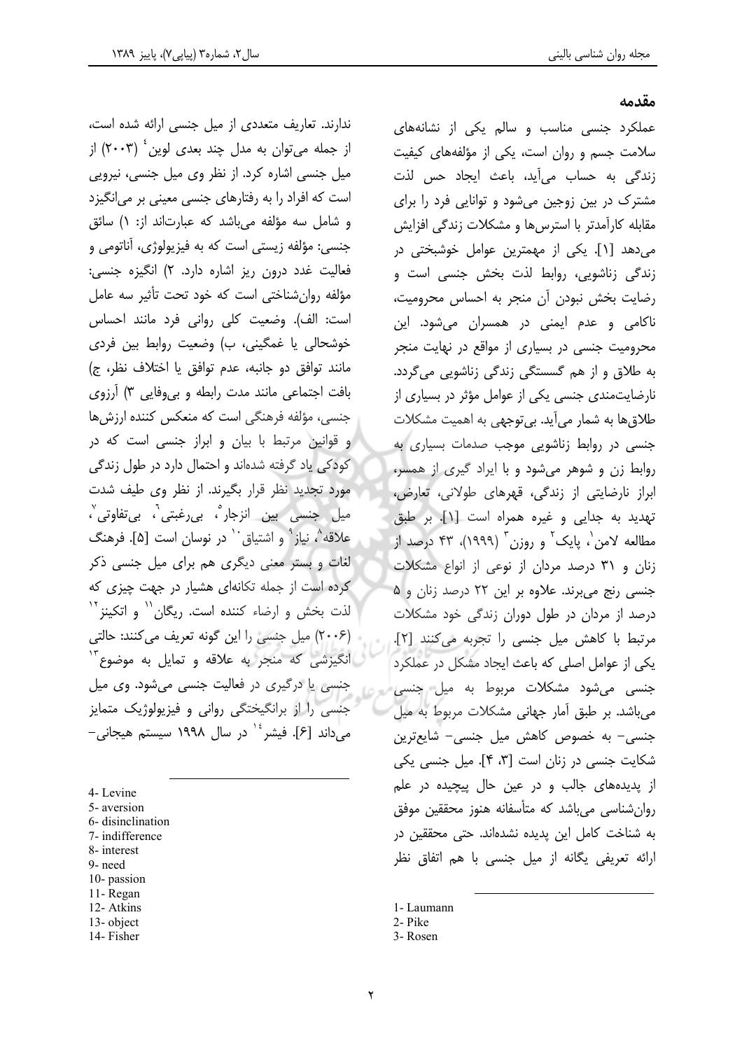## مقدمه

عملکرد جنسی مناسب و سالم یکی از نشانه‌های سلامت جسم و روان است، یکی از مؤلفه‌های کیفیت زندگی به حساب می‌آید، باعث ایجاد حس لذت مشترک در بین زوجین می‌شود و توانایی فرد را برای مقابله کارآمدتر با استرس‌ها و مشکلات زندگی افزایش می‌دهد [۱]. یکی از مهمترین عوامل خوشبختی در زندگی زناشویی، روابط لذت بخش جنسی است و رضایت بخش نبودن آن منجر به احساس محرومیت، ناکامی و عدم ایمنی در همسران می‌شود. این محرومیت جنسی در بسیاری از مواقع در نهایت منجر به طلاق و از هم گسستگی زندگی زناشویی می‌گردد. نارضایت‌مندی جنسی یکی از عوامل مؤثر در بسیاری از طلاق‌ها به شمار می‌آید. بی‌توجهی به اهمیت مشکلات جنسی در روابط زناشویی موجب صدمات بسیاری به روابط زن و شوهر می‌شود و با ایراد گیری از همسر، ابراز نارضایتی از زندگی، قهرهای طولانی، تعارض، تهدید به جدایی و غیره همراه است [۱]. بر طبق مطالعه لامن[1]، پایک[2] و روزن[3] (۱۹۹۹)، ۴۳ درصد از زنان و ۳۱ درصد مردان از نوعی از انواع مشکلات جنسی رنج می‌برند. علاوه بر این ۲۲ درصد زنان و ۵ درصد از مردان در طول دوران زندگی خود مشکلات مرتبط با کاهش میل جنسی را تجربه می‌کنند [۲]. یکی از عوامل اصلی که باعث ایجاد مشکل در عملکرد جنسی می‌شود مشکلات مربوط به میل جنسی می‌باشد. بر طبق آمار جهانی مشکلات مربوط به میل جنسی- به خصوص کاهش میل جنسی- شایع‌ترین شکایت جنسی در زنان است [۳، ۴]. میل جنسی یکی از پدیده‌های جالب و در عین حال پیچیده در علم روان‌شناسی می‌باشد که متأسفانه هنوز محققین موفق به شناخت کامل این پدیده نشده‌اند. حتی محققین در ارائه تعریفی یگانه از میل جنسی با هم اتفاق نظر ندارند. تعاریف متعددی از میل جنسی ارائه شده است، از جمله می‌توان به مدل چند بعدی لوین[4] (۲۰۰۳) از میل جنسی اشاره کرد. از نظر وی میل جنسی، نیرویی است که افراد را به رفتارهای جنسی معینی بر می‌انگیزد و شامل سه مؤلفه می‌باشد که عبارت‌اند از: ۱) سائق جنسی: مؤلفه زیستی است که به فیزیولوژی، آناتومی و فعالیت غدد درون ریز اشاره دارد. ۲) انگیزه جنسی: مؤلفه روان‌شناختی است که خود تحت تأثیر سه عامل است: الف). وضعیت کلی روانی فرد مانند احساس خوشحالی یا غمگینی، ب) وضعیت روابط بین فردی مانند توافق دو جانبه، عدم توافق یا اختلاف نظر، ج) بافت اجتماعی مانند مدت رابطه و بی‌وفایی ۳) آرزوی جنسی، مؤلفه فرهنگی است که منعکس کننده ارزش‌ها و قوانین مرتبط با بیان و ابراز جنسی است که در کودکی یاد گرفته شده‌اند و احتمال دارد در طول زندگی مورد تجدید نظر قرار بگیرند. از نظر وی طیف شدت میل جنسی بین انزجار[5]، بی‌رغبتی[6]، بی‌تفاوتی[7]، علاقه[8]، نیاز[9] و اشتیاق[10] در نوسان است [۵]. فرهنگ لغات و بستر معنی دیگری هم برای میل جنسی ذکر کرده است از جمله تکانه‌ای هشیار در جهت چیزی که لذت بخش و ارضاء کننده است. ریگان[11] و اتکینز[12] (۲۰۰۶) میل جنسی را این گونه تعریف می‌کنند: حالتی انگیزشی که منجر به علاقه و تمایل به موضوع[13] جنسی یا درگیری در فعالیت جنسی می‌شود. وی میل جنسی را از برانگیختگی روانی و فیزیولوژیک متمایز می‌داند [۶]. فیشر[14] در سال ۱۹۹۸ سیستم هیجانی-

---

1- Laumann
2- Pike
3- Rosen
4- Levine
5- aversion
6- disinclination
7- indifference
8- interest
9- need
10- passion
11- Regan
12- Atkins
13- object
14- Fisher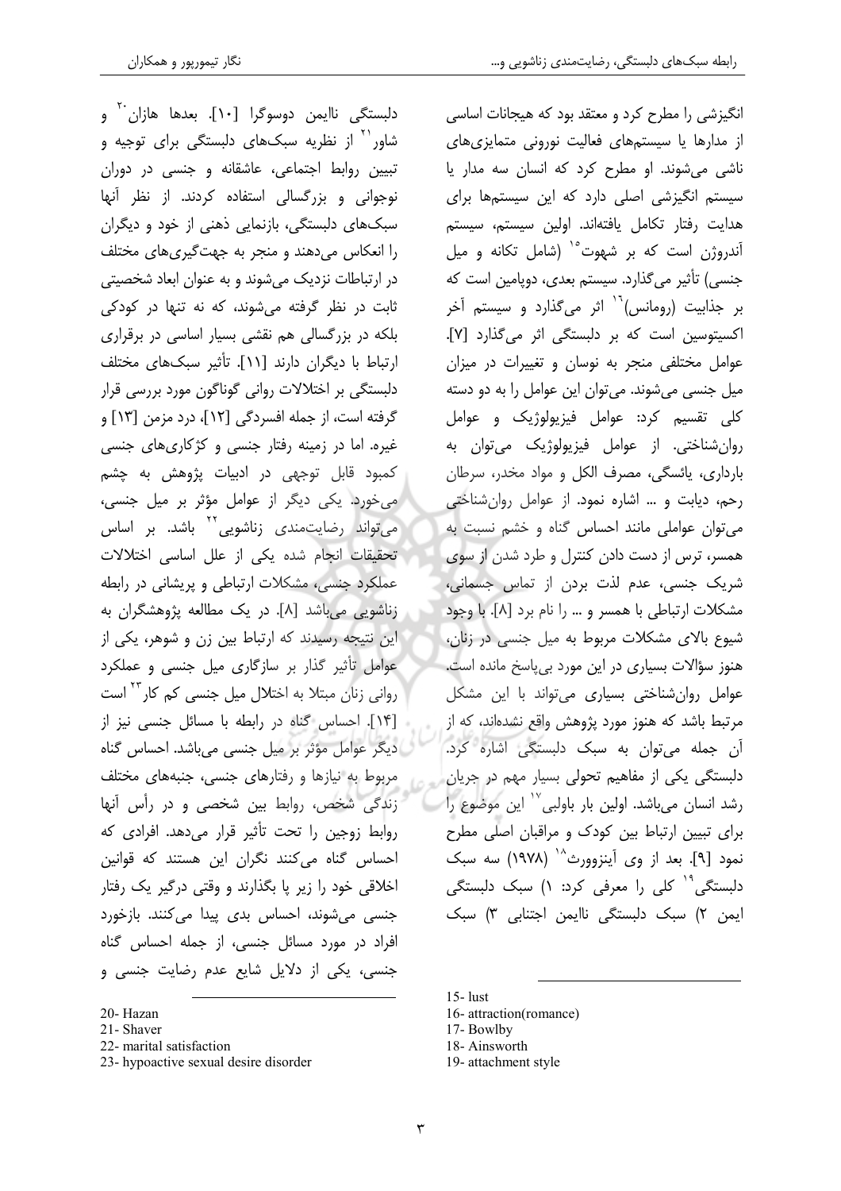انگیزشی را مطرح کرد و معتقد بود که هیجانات اساسی از مدارها یا سیستم‌های فعالیت نورونی متمایزی‌های ناشی می‌شوند. او مطرح کرد که انسان سه مدار یا سیستم انگیزشی اصلی دارد که این سیستم‌ها برای هدایت رفتار تکامل یافته‌اند. اولین سیستم، سیستم آندروژن است که بر شهوت[15] (شامل تکانه و میل جنسی) تأثیر می‌گذارد. سیستم بعدی، دوپامین است که بر جذابیت (رومانس)[16] اثر می‌گذارد و سیستم آخر اکسیتوسین است که بر دلبستگی اثر می‌گذارد [۷]. عوامل مختلفی منجر به نوسان و تغییرات در میزان میل جنسی می‌شوند. می‌توان این عوامل را به دو دسته کلی تقسیم کرد: عوامل فیزیولوژیک و عوامل روان‌شناختی. از عوامل فیزیولوژیک می‌توان به بارداری، یائسگی، مصرف الکل و مواد مخدر، سرطان رحم، دیابت و ... اشاره نمود. از عوامل روان‌شناختی می‌توان عواملی مانند احساس گناه و خشم نسبت به همسر، ترس از دست دادن کنترل و طرد شدن از سوی شریک جنسی، عدم لذت بردن از تماس جسمانی، مشکلات ارتباطی با همسر و ... را نام برد [۸]. با وجود شیوع بالای مشکلات مربوط به میل جنسی در زنان، هنوز سؤالات بسیاری در این مورد بی‌پاسخ مانده است. عوامل روان‌شناختی بسیاری می‌تواند با این مشکل مرتبط باشد که هنوز مورد پژوهش واقع نشده‌اند، که از آن جمله می‌توان به سبک دلبستگی اشاره کرد. دلبستگی یکی از مفاهیم تحولی بسیار مهم در جریان رشد انسان می‌باشد. اولین بار باولبی[17] این موضوع را برای تبیین ارتباط بین کودک و مراقبان اصلی مطرح نمود [۹]. بعد از وی آینزوورث[18] (۱۹۷۸) سه سبک دلبستگی[19] کلی را معرفی کرد: ۱) سبک دلبستگی ایمن ۲) سبک دلبستگی ناایمن اجتنابی ۳) سبک دلبستگی ناایمن دوسوگرا [۱۰]. بعدها هازان[20] و شاور[21] از نظریه سبک‌های دلبستگی برای توجیه و تبیین روابط اجتماعی، عاشقانه و جنسی در دوران نوجوانی و بزرگسالی استفاده کردند. از نظر آنها سبک‌های دلبستگی، بازنمایی ذهنی از خود و دیگران را انعکاس می‌دهند و منجر به جهت‌گیری‌های مختلف در ارتباطات نزدیک می‌شوند و به عنوان ابعاد شخصیتی ثابت در نظر گرفته می‌شوند، که نه تنها در کودکی بلکه در بزرگسالی هم نقشی بسیار اساسی در برقراری ارتباط با دیگران دارند [۱۱]. تأثیر سبک‌های مختلف دلبستگی بر اختلالات روانی گوناگون مورد بررسی قرار گرفته است، از جمله افسردگی [۱۲]، درد مزمن [۱۳] و غیره. اما در زمینه رفتار جنسی و کژکاری‌های جنسی کمبود قابل توجهی در ادبیات پژوهش به چشم می‌خورد. یکی دیگر از عوامل مؤثر بر میل جنسی، می‌تواند رضایت‌مندی زناشویی[22] باشد. بر اساس تحقیقات انجام شده یکی از علل اساسی اختلالات عملکرد جنسی، مشکلات ارتباطی و پریشانی در رابطه زناشویی می‌باشد [۸]. در یک مطالعه پژوهشگران به این نتیجه رسیدند که ارتباط بین زن و شوهر، یکی از عوامل تأثیر گذار بر سازگاری میل جنسی و عملکرد روانی زنان مبتلا به اختلال میل جنسی کم کار[23] است [۱۴]. احساس گناه در رابطه با مسائل جنسی نیز از دیگر عوامل مؤثر بر میل جنسی می‌باشد. احساس گناه مربوط به نیازها و رفتارهای جنسی، جنبه‌های مختلف زندگی شخص، روابط بین شخصی و در رأس آنها روابط زوجین را تحت تأثیر قرار می‌دهد. افرادی که احساس گناه می‌کنند نگران این هستند که قوانین اخلاقی خود را زیر پا بگذارند و وقتی درگیر یک رفتار جنسی می‌شوند، احساس بدی پیدا می‌کنند. بازخورد افراد در مورد مسائل جنسی، از جمله احساس گناه جنسی، یکی از دلایل شایع عدم رضایت جنسی و

---

15- lust
16- attraction(romance)
17- Bowlby
18- Ainsworth
19- attachment style
20- Hazan
21- Shaver
22- marital satisfaction
23- hypoactive sexual desire disorder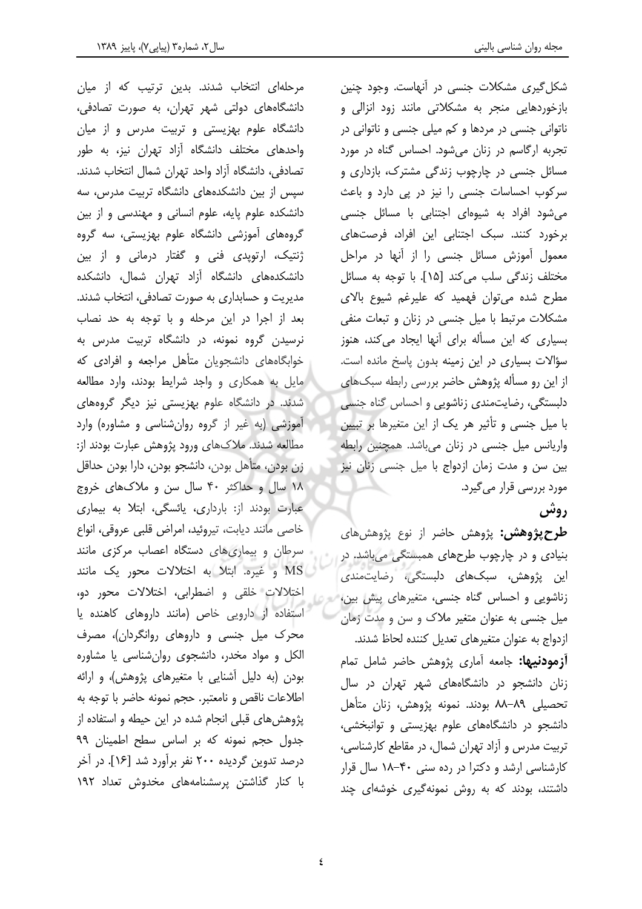شکل‌گیری مشکلات جنسی در آنهاست. وجود چنین بازخوردهایی منجر به مشکلاتی مانند زود انزالی و ناتوانی جنسی در مردها و کم میلی جنسی و ناتوانی در تجربه ارگاسم در زنان می‌شود. احساس گناه در مورد مسائل جنسی در چارچوب زندگی مشترک، بازداری و سرکوب احساسات جنسی را نیز در پی دارد و باعث می‌شود افراد به شیوه‌ای اجتنابی با مسائل جنسی برخورد کنند. سبک اجتنابی این افراد، فرصت‌های معمول آموزش مسائل جنسی را از آنها در مراحل مختلف زندگی سلب می‌کند [۱۵]. با توجه به مسائل مطرح شده می‌توان فهمید که علیرغم شیوع بالای مشکلات مرتبط با میل جنسی در زنان و تبعات منفی بسیاری که این مسأله برای آنها ایجاد می‌کند، هنوز سؤالات بسیاری در این زمینه بدون پاسخ مانده است. از این رو مسأله پژوهش حاضر بررسی رابطه سبک‌های دلبستگی، رضایت‌مندی زناشویی و احساس گناه جنسی با میل جنسی و تأثیر هر یک از این متغیرها بر تبیین واریانس میل جنسی در زنان می‌باشد. همچنین رابطه بین سن و مدت زمان ازدواج با میل جنسی زنان نیز مورد بررسی قرار می‌گیرد.

## روش

**طرح‌پژوهش:** پژوهش حاضر از نوع پژوهش‌های بنیادی و در چارچوب طرح‌های همبستگی می‌باشد. در این پژوهش، سبک‌های دلبستگی، رضایت‌مندی زناشویی و احساس گناه جنسی، متغیرهای پیش بین، میل جنسی به عنوان متغیر ملاک و سن و مدت زمان ازدواج به عنوان متغیرهای تعدیل کننده لحاظ شدند.

**آزمودنیها:** جامعه آماری پژوهش حاضر شامل تمام زنان دانشجو در دانشگاه‌های شهر تهران در سال تحصیلی ۸۹–۸۸ بودند. نمونه پژوهش، زنان متأهل دانشجو در دانشگاه‌های علوم بهزیستی و توانبخشی، تربیت مدرس و آزاد تهران شمال، در مقاطع کارشناسی، کارشناسی ارشد و دکترا در رده سنی ۴۰–۱۸ سال قرار داشتند، بودند که به روش نمونه‌گیری خوشه‌ای چند مرحله‌ای انتخاب شدند. بدین ترتیب که از میان دانشگاه‌های دولتی شهر تهران، به صورت تصادفی، دانشگاه علوم بهزیستی و تربیت مدرس و از میان واحدهای مختلف دانشگاه آزاد تهران نیز، به طور تصادفی، دانشگاه آزاد واحد تهران شمال انتخاب شدند. سپس از بین دانشکده‌های دانشگاه تربیت مدرس، سه دانشکده علوم پایه، علوم انسانی و مهندسی و از بین گروه‌های آموزشی دانشگاه علوم بهزیستی، سه گروه ژنتیک، ارتوپدی فنی و گفتار درمانی و از بین دانشکده‌های دانشگاه آزاد تهران شمال، دانشکده مدیریت و حسابداری به صورت تصادفی، انتخاب شدند. بعد از اجرا در این مرحله و با توجه به حد نصاب نرسیدن گروه نمونه، در دانشگاه تربیت مدرس به خوابگاه‌های دانشجویان متأهل مراجعه و افرادی که مایل به همکاری و واجد شرایط بودند، وارد مطالعه شدند. در دانشگاه علوم بهزیستی نیز دیگر گروه‌های آموزشی (به غیر از گروه روان‌شناسی و مشاوره) وارد مطالعه شدند. ملاک‌های ورود پژوهش عبارت بودند از: زن بودن، متأهل بودن، دانشجو بودن، دارا بودن حداقل ۱۸ سال و حداکثر ۴۰ سال سن و ملاک‌های خروج عبارت بودند از: بارداری، یائسگی، ابتلا به بیماری خاصی مانند دیابت، تیروئید، امراض قلبی عروقی، انواع سرطان و بیماری‌های دستگاه اعصاب مرکزی مانند MS و غیره. ابتلا به اختلالات محور یک مانند اختلالات خلقی و اضطرابی، اختلالات محور دو، استفاده از دارویی خاص (مانند داروهای کاهنده یا محرک میل جنسی و داروهای روانگردان)، مصرف الکل و مواد مخدر، دانشجوی روان‌شناسی یا مشاوره بودن (به دلیل آشنایی با متغیرهای پژوهش)، و ارائه اطلاعات ناقص و نامعتبر. حجم نمونه حاضر با توجه به پژوهش‌های قبلی انجام شده در این حیطه و استفاده از جدول حجم نمونه که بر اساس سطح اطمینان ۹۹ درصد تدوین گردیده ۲۰۰ نفر برآورد شد [۱۶]. در آخر با کنار گذاشتن پرسشنامه‌های مخدوش تعداد ۱۹۲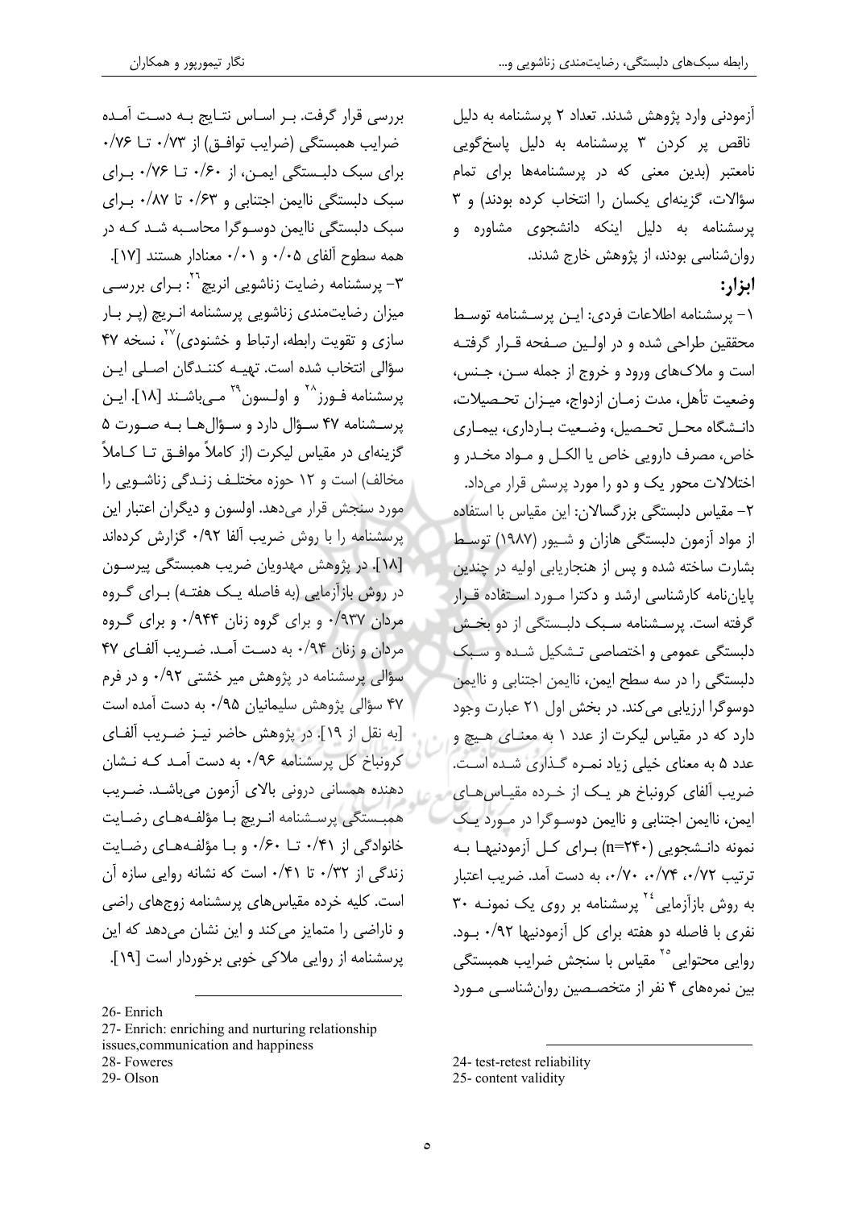آزمودنی وارد پژوهش شدند. تعداد ۲ پرسشنامه به دلیل ناقص پر کردن ۳ پرسشنامه به دلیل پاسخ‌گویی نامعتبر (بدین معنی که در پرسشنامه‌ها برای تمام سؤالات، گزینه‌ای یکسان را انتخاب کرده بودند) و ۳ پرسشنامه به دلیل اینکه دانشجوی مشاوره و روان‌شناسی بودند، از پژوهش خارج شدند.

**ابزار:**

۱- پرسشنامه اطلاعات فردی: این پرسشنامه توسط محققین طراحی شده و در اولین صفحه قرار گرفته است و ملاک‌های ورود و خروج از جمله سن، جنس، وضعیت تأهل، مدت زمان ازدواج، میزان تحصیلات، دانشگاه محل تحصیل، وضعیت بارداری، بیماری خاص، مصرف دارویی خاص یا الکل و مواد مخدر و اختلالات محور یک و دو را مورد پرسش قرار می‌داد.

۲- مقیاس دلبستگی بزرگسالان: این مقیاس با استفاده از مواد آزمون دلبستگی هازان و شیور (۱۹۸۷) توسط بشارت ساخته شده و پس از هنجاریابی اولیه در چندین پایان‌نامه کارشناسی ارشد و دکترا مورد استفاده قرار گرفته است. پرسشنامه سبک دلبستگی از دو بخش دلبستگی عمومی و اختصاصی تشکیل شده و سبک دلبستگی را در سه سطح ایمن، ناایمن اجتنابی و ناایمن دوسوگرا ارزیابی می‌کند. در بخش اول ۲۱ عبارت وجود دارد که در مقیاس لیکرت از عدد ۱ به معنای هیچ و عدد ۵ به معنای خیلی زیاد نمره گذاری شده است. ضریب آلفای کرونباخ هر یک از خرده مقیاس‌های ایمن، ناایمن اجتنابی و ناایمن دوسوگرا در مورد یک نمونه دانشجویی (n=۲۴۰) برای کل آزمودنیها به ترتیب ۰/۷۲، ۰/۷۴، ۰/۷۰، به دست آمد. ضریب اعتبار به روش بازآزمایی[24] پرسشنامه بر روی یک نمونه ۳۰ نفری با فاصله دو هفته برای کل آزمودنیها ۰/۹۲ بود. روایی محتوایی[25] مقیاس با سنجش ضرایب همبستگی بین نمره‌های ۴ نفر از متخصصین روان‌شناسی مورد بررسی قرار گرفت. بر اساس نتایج به دست آمده ضرایب همبستگی (ضرایب توافق) از ۰/۷۳ تا ۰/۷۶ برای سبک دلبستگی ایمن، از ۰/۶۰ تا ۰/۷۶ برای سبک دلبستگی ناایمن اجتنابی و ۰/۶۳ تا ۰/۸۷ برای سبک دلبستگی ناایمن دوسوگرا محاسبه شد که در همه سطوح آلفای ۰/۰۵ و ۰/۰۱ معنادار هستند [۱۷].

۳- پرسشنامه رضایت زناشویی انریچ[26]: برای بررسی میزان رضایت‌مندی زناشویی پرسشنامه انریچ (پر بار سازی و تقویت رابطه، ارتباط و خشنودی)[27]، نسخه ۴۷ سؤالی انتخاب شده است. تهیه کنندگان اصلی این پرسشنامه فورز[28] و اولسون[29] می‌باشند [۱۸]. این پرسشنامه ۴۷ سؤال دارد و سؤال‌ها به صورت ۵ گزینه‌ای در مقیاس لیکرت (از کاملاً موافق تا کاملاً مخالف) است و ۱۲ حوزه مختلف زندگی زناشویی را مورد سنجش قرار می‌دهد. اولسون و دیگران اعتبار این پرسشنامه را با روش ضریب آلفا ۰/۹۲ گزارش کرده‌اند [۱۸]. در پژوهش مهدویان ضریب همبستگی پیرسون در روش بازآزمایی (به فاصله یک هفته) برای گروه مردان ۰/۹۳۷ و برای گروه زنان ۰/۹۴۴ و برای گروه مردان و زنان ۰/۹۴ به دست آمد. ضریب آلفای ۴۷ سؤالی پرسشنامه در پژوهش میر خشتی ۰/۹۲ و در فرم ۴۷ سؤالی پژوهش سلیمانیان ۰/۹۵ به دست آمده است [به نقل از ۱۹]. در پژوهش حاضر نیز ضریب آلفای کرونباخ کل پرسشنامه ۰/۹۶ به دست آمد که نشان دهنده همسانی درونی بالای آزمون می‌باشد. ضریب همبستگی پرسشنامه انریچ با مؤلفه‌های رضایت خانوادگی از ۰/۴۱ تا ۰/۶۰ و با مؤلفه‌های رضایت زندگی از ۰/۳۲ تا ۰/۴۱ است که نشانه روایی سازه آن است. کلیه خرده مقیاس‌های پرسشنامه زوجهای راضی و ناراضی را متمایز می‌کند و این نشان می‌دهد که این پرسشنامه از روایی ملاکی خوبی برخوردار است [۱۹].

---

24- test-retest reliability
25- content validity
26- Enrich
27- Enrich: enriching and nurturing relationship issues,communication and happiness
28- Foweres
29- Olson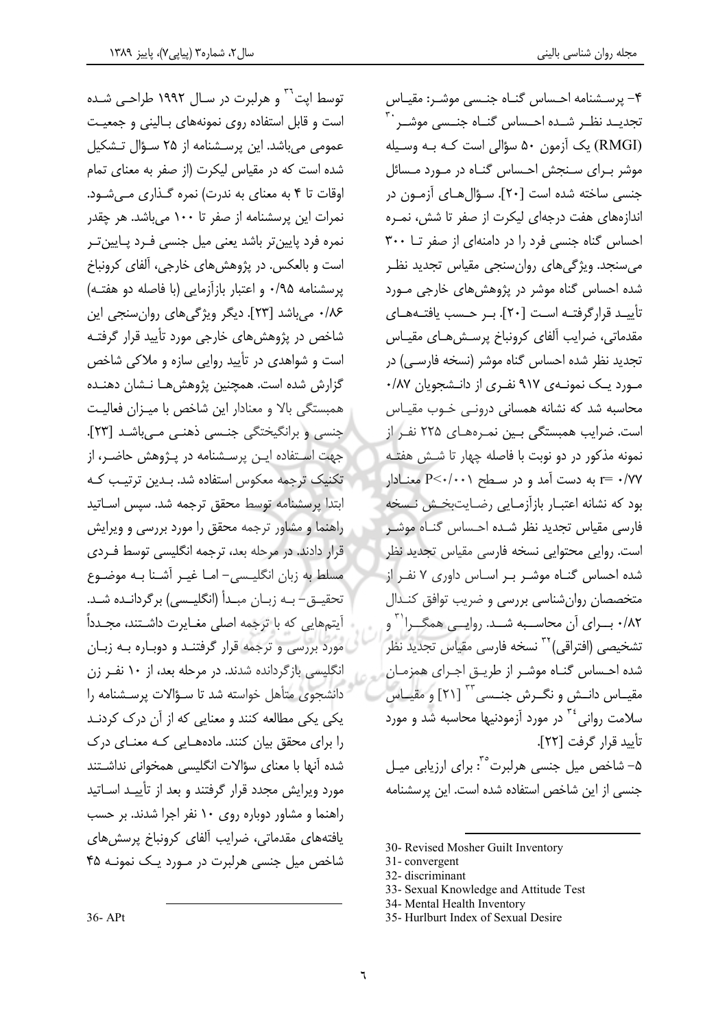۴- پرسشنامه احساس گناه جنسی موشر: مقیاس تجدید نظر شده احساس گناه جنسی موشر[30] (RMGI) یک آزمون ۵۰ سؤالی است که به وسیله موشر برای سنجش احساس گناه در مورد مسائل جنسی ساخته شده است [۲۰]. سؤال‌های آزمون در اندازه‌های هفت درجه‌ای لیکرت از صفر تا شش، نمره احساس گناه جنسی فرد را در دامنه‌ای از صفر تا ۳۰۰ می‌سنجد. ویژگی‌های روان‌سنجی مقیاس تجدید نظر شده احساس گناه موشر در پژوهش‌های خارجی مورد تأیید قرارگرفته است [۲۰]. بر حسب یافته‌های مقدماتی، ضرایب آلفای کرونباخ پرسش‌های مقیاس تجدید نظر شده احساس گناه موشر (نسخه فارسی) در مورد یک نمونه‌ی ۹۱۷ نفری از دانشجویان ۰/۸۷ محاسبه شد که نشانه همسانی درونی خوب مقیاس است. ضرایب همبستگی بین نمره‌های ۲۲۵ نفر از نمونه مذکور در دو نوبت با فاصله چهار تا شش هفته r= ۰/۷۷ به دست آمد و در سطح P<۰/۰۰۱ معنادار بود که نشانه اعتبار بازآزمایی رضایت‌بخش نسخه فارسی مقیاس تجدید نظر شده احساس گناه موشر است. روایی محتوایی نسخه فارسی مقیاس تجدید نظر شده احساس گناه موشر بر اساس داوری ۷ نفر از متخصصان روان‌شناسی بررسی و ضریب توافق کندال ۰/۸۲ برای آن محاسبه شد. روایی همگرا[31] و تشخیصی (افتراقی)[32] نسخه فارسی مقیاس تجدید نظر شده احساس گناه موشر از طریق اجرای همزمان مقیاس دانش و نگرش جنسی[33] [۲۱] و مقیاس سلامت روانی[34] در مورد آزمودنیها محاسبه شد و مورد تأیید قرار گرفت [۲۲].

۵- شاخص میل جنسی هرلبرت[35]: برای ارزیابی میل جنسی از این شاخص استفاده شده است. این پرسشنامه توسط اپت[36] و هرلبرت در سال ۱۹۹۲ طراحی شده است و قابل استفاده روی نمونه‌های بالینی و جمعیت عمومی می‌باشد. این پرسشنامه از ۲۵ سؤال تشکیل شده است که در مقیاس لیکرت (از صفر به معنای تمام اوقات تا ۴ به معنای به ندرت) نمره گذاری می‌شود. نمرات این پرسشنامه از صفر تا ۱۰۰ می‌باشد. هر چقدر نمره فرد پایین‌تر باشد یعنی میل جنسی فرد پایین‌تر است و بالعکس. در پژوهش‌های خارجی، آلفای کرونباخ پرسشنامه ۰/۹۵ و اعتبار بازآزمایی (با فاصله دو هفته) ۰/۸۶ می‌باشد [۲۳]. دیگر ویژگی‌های روان‌سنجی این شاخص در پژوهش‌های خارجی مورد تأیید قرار گرفته است و شواهدی در تأیید روایی سازه و ملاکی شاخص گزارش شده است. همچنین پژوهش‌ها نشان دهنده همبستگی بالا و معنادار این شاخص با میزان فعالیت جنسی و برانگیختگی جنسی ذهنی می‌باشد [۲۳]. جهت استفاده این پرسشنامه در پژوهش حاضر، از تکنیک ترجمه معکوس استفاده شد. بدین ترتیب که ابتدا پرسشنامه توسط محقق ترجمه شد. سپس اساتید راهنما و مشاور ترجمه محقق را مورد بررسی و ویرایش قرار دادند. در مرحله بعد، ترجمه انگلیسی توسط فردی مسلط به زبان انگلیسی- اما غیر آشنا به موضوع تحقیق- به زبان مبدأ (انگلیسی) برگردانده شد. آیتم‌هایی که با ترجمه اصلی مغایرت داشتند، مجدداً مورد بررسی و ترجمه قرار گرفتند و دوباره به زبان انگلیسی بازگردانده شدند. در مرحله بعد، از ۱۰ نفر زن دانشجوی متأهل خواسته شد تا سؤالات پرسشنامه را یکی یکی مطالعه کنند و معنایی که از آن درک کردند را برای محقق بیان کنند. ماده‌هایی که معنای درک شده آنها با معنای سؤالات انگلیسی همخوانی نداشتند مورد ویرایش مجدد قرار گرفتند و بعد از تأیید اساتید راهنما و مشاور دوباره روی ۱۰ نفر اجرا شدند. بر حسب یافته‌های مقدماتی، ضرایب آلفای کرونباخ پرسش‌های شاخص میل جنسی هرلبرت در مورد یک نمونه ۴۵

---

30- Revised Mosher Guilt Inventory

31- convergent

32- discriminant

33- Sexual Knowledge and Attitude Test

34- Mental Health Inventory

35- Hurlburt Index of Sexual Desire

36- APt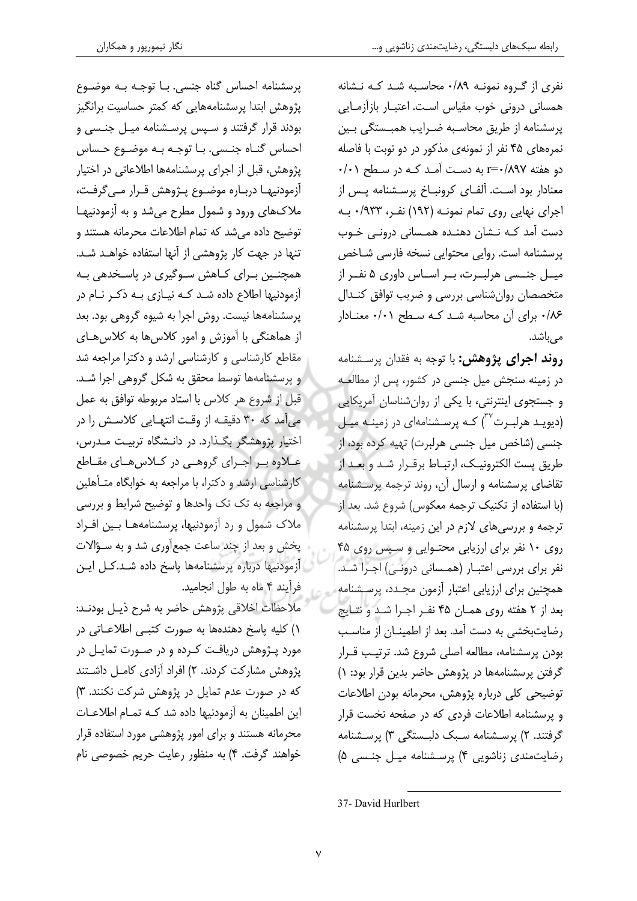نفری از گروه نمونه ۰/۸۹ محاسبه شد که نشانه همسانی درونی خوب مقیاس است. اعتبار بازآزمایی پرسشنامه از طریق محاسبه ضرایب همبستگی بین نمره‌های ۴۵ نفر از نمونه‌ی مذکور در دو نوبت با فاصله دو هفته r=۰/۸۹۷ به دست آمد که در سطح ۰/۰۱ معنادار بود است. آلفای کرونباخ پرسشنامه پس از اجرای نهایی روی تمام نمونه (۱۹۲) نفر، ۰/۹۳۳ به دست آمد که نشان دهنده همسانی درونی خوب پرسشنامه است. روایی محتوایی نسخه فارسی شاخص میل جنسی هرلبرت، بر اساس داوری ۵ نفر از متخصصان روان‌شناسی بررسی و ضریب توافق کندال ۰/۸۶ برای آن محاسبه شد که سطح ۰/۰۱ معنادار می‌باشد.

**روند اجرای پژوهش:** با توجه به فقدان پرسشنامه در زمینه سنجش میل جنسی در کشور، پس از مطالعه و جستجوی اینترنتی، با یکی از روان‌شناسان آمریکایی (دیوید هرلبرت[37]) که پرسشنامه‌ای در زمینه میل جنسی (شاخص میل جنسی هرلبرت) تهیه کرده بود، از طریق پست الکترونیک، ارتباط برقرار شد و بعد از تقاضای پرسشنامه و ارسال آن، روند ترجمه پرسشنامه (با استفاده از تکنیک ترجمه معکوس) شروع شد. بعد از ترجمه و بررسی‌های لازم در این زمینه، ابتدا پرسشنامه روی ۱۰ نفر برای ارزیابی محتوایی و سپس روی ۴۵ نفر برای بررسی اعتبار (همسانی درونی) اجرا شد. همچنین برای ارزیابی اعتبار آزمون مجدد، پرسشنامه بعد از ۲ هفته روی همان ۴۵ نفر اجرا شد و نتایج رضایتبخشی به دست آمد. بعد از اطمینان از مناسب بودن پرسشنامه، مطالعه اصلی شروع شد. ترتیب قرار گرفتن پرسشنامه‌ها در پژوهش حاضر بدین قرار بود: ۱) توضیحی کلی درباره پژوهش، محرمانه بودن اطلاعات و پرسشنامه اطلاعات فردی که در صفحه نخست قرار گرفتند. ۲) پرسشنامه سبک دلبستگی ۳) پرسشنامه رضایت‌مندی زناشویی ۴) پرسشنامه میل جنسی ۵) پرسشنامه احساس گناه جنسی. با توجه به موضوع پژوهش ابتدا پرسشنامه‌هایی که کمتر حساسیت برانگیز بودند قرار گرفتند و سپس پرسشنامه میل جنسی و احساس گناه جنسی. با توجه به موضوع حساس پژوهش، قبل از اجرای پرسشنامه‌ها اطلاعاتی در اختیار آزمودنیها درباره موضوع پژوهش قرار می‌گرفت، ملاک‌های ورود و شمول مطرح می‌شد و به آزمودنیها توضیح داده می‌شد که تمام اطلاعات محرمانه هستند و تنها در جهت کار پژوهشی از آنها استفاده خواهد شد. همچنین برای کاهش سوگیری در پاسخدهی به آزمودنیها اطلاع داده شد که نیازی به ذکر نام در پرسشنامه‌ها نیست. روش اجرا به شیوه گروهی بود. بعد از هماهنگی با آموزش و امور کلاس‌ها به کلاس‌های مقاطع کارشناسی و کارشناسی ارشد و دکترا مراجعه شد و پرسشنامه‌ها توسط محقق به شکل گروهی اجرا شد. قبل از شروع هر کلاس با استاد مربوطه توافق به عمل می‌آمد که ۳۰ دقیقه از وقت انتهایی کلاسش را در اختیار پژوهشگر بگذارد. در دانشگاه تربیت مدرس، علاوه بر اجرای گروهی در کلاس‌های مقاطع کارشناسی ارشد و دکترا، با مراجعه به خوابگاه متأهلین و مراجعه به تک تک واحدها و توضیح شرایط و بررسی ملاک شمول و رد آزمودنیها، پرسشنامه‌ها بین افراد پخش و بعد از چند ساعت جمع‌آوری شد و به سؤالات آزمودنیها درباره پرسشنامه‌ها پاسخ داده شد.کل این فرآیند ۴ ماه به طول انجامید.

ملاحظات اخلاقی پژوهش حاضر به شرح ذیل بودند: ۱) کلیه پاسخ دهنده‌ها به صورت کتبی اطلاعاتی در مورد پژوهش دریافت کرده و در صورت تمایل در پژوهش مشارکت کردند. ۲) افراد آزادی کامل داشتند که در صورت عدم تمایل در پژوهش شرکت نکنند. ۳) این اطمینان به آزمودنیها داده شد که تمام اطلاعات محرمانه هستند و برای امور پژوهشی مورد استفاده قرار خواهند گرفت. ۴) به منظور رعایت حریم خصوصی نام

---

37- David Hurlbert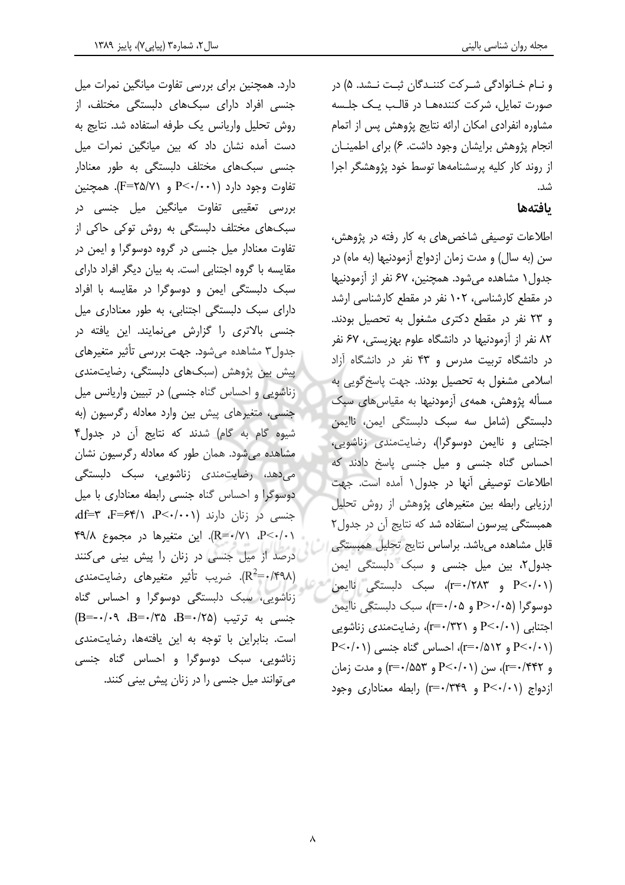و نام خانوادگی شرکت کنندگان ثبت نشد. ۵) در صورت تمایل، شرکت کننده‌ها در قالب یک جلسه مشاوره انفرادی امکان ارائه نتایج پژوهش پس از اتمام انجام پژوهش برایشان وجود داشت. ۶) برای اطمینان از روند کار کلیه پرسشنامه‌ها توسط خود پژوهشگر اجرا شد.

## یافته‌ها

اطلاعات توصیفی شاخص‌های به کار رفته در پژوهش، سن (به سال) و مدت زمان ازدواج آزمودنیها (به ماه) در جدول۱ مشاهده می‌شود. همچنین، ۶۷ نفر از آزمودنیها در مقطع کارشناسی، ۱۰۲ نفر در مقطع کارشناسی ارشد و ۲۳ نفر در مقطع دکتری مشغول به تحصیل بودند. ۸۲ نفر از آزمودنیها در دانشگاه علوم بهزیستی، ۶۷ نفر در دانشگاه تربیت مدرس و ۴۳ نفر در دانشگاه آزاد اسلامی مشغول به تحصیل بودند. جهت پاسخ‌گویی به مسأله پژوهش، همه‌ی آزمودنیها به مقیاس‌های سبک دلبستگی (شامل سه سبک دلبستگی ایمن، ناایمن اجتنابی و ناایمن دوسوگرا)، رضایت‌مندی زناشویی، احساس گناه جنسی و میل جنسی پاسخ دادند که اطلاعات توصیفی آنها در جدول۱ آمده است. جهت ارزیابی رابطه بین متغیرهای پژوهش از روش تحلیل همبستگی پیرسون استفاده شد که نتایج آن در جدول۲ قابل مشاهده می‌باشد. براساس نتایج تحلیل همبستگی جدول۲، بین میل جنسی و سبک دلبستگی ایمن ($P<0/01$ و $r=0/283$)، سبک دلبستگی ناایمن دوسوگرا ($P>0/05$ و $r=0/05$)، سبک دلبستگی ناایمن اجتنابی ($P<0/01$ و $r=0/321$)، رضایت‌مندی زناشویی ($P<0/01$ و $r=0/512$)، احساس گناه جنسی ($P<0/01$ و $r=0/442$)، سن ($P<0/01$ و $r=0/553$) و مدت زمان ازدواج ($P<0/01$ و $r=0/349$) رابطه معناداری وجود دارد. همچنین برای بررسی تفاوت میانگین نمرات میل جنسی افراد دارای سبک‌های دلبستگی مختلف، از روش تحلیل واریانس یک طرفه استفاده شد. نتایج به دست آمده نشان داد که بین میانگین نمرات میل جنسی سبک‌های مختلف دلبستگی به طور معنادار تفاوت وجود دارد ($P<0/001$ و $F=25/71$). همچنین بررسی تعقیبی تفاوت میانگین میل جنسی در سبک‌های مختلف دلبستگی به روش توکی حاکی از تفاوت معنادار میل جنسی در گروه دوسوگرا و ایمن در مقایسه با گروه اجتنابی است. به بیان دیگر افراد دارای سبک دلبستگی ایمن و دوسوگرا در مقایسه با افراد دارای سبک دلبستگی اجتنابی، به طور معناداری میل جنسی بالاتری را گزارش می‌نمایند. این یافته در جدول۳ مشاهده می‌شود. جهت بررسی تأثیر متغیرهای پیش بین پژوهش (سبک‌های دلبستگی، رضایت‌مندی زناشویی و احساس گناه جنسی) در تبیین واریانس میل جنسی، متغیرهای پیش بین وارد معادله رگرسیون (به شیوه گام به گام) شدند که نتایج آن در جدول۴ مشاهده می‌شود. همان طور که معادله رگرسیون نشان می‌دهد، رضایت‌مندی زناشویی، سبک دلبستگی دوسوگرا و احساس گناه جنسی رابطه معناداری با میل جنسی در زنان دارند ($P<0/001$، $F=64/1$، $df=3$، $P<0/01$، $R=0/71$). این متغیرها در مجموع ۴۹/۸ درصد از میل جنسی در زنان را پیش بینی می‌کنند ($R^2=0/498$). ضریب تأثیر متغیرهای رضایت‌مندی زناشویی، سبک دلبستگی دوسوگرا و احساس گناه جنسی به ترتیب ($B=0/25$، $B=0/35$، $B=-0/09$) است. بنابراین با توجه به این یافته‌ها، رضایت‌مندی زناشویی، سبک دوسوگرا و احساس گناه جنسی می‌توانند میل جنسی را در زنان پیش بینی کنند.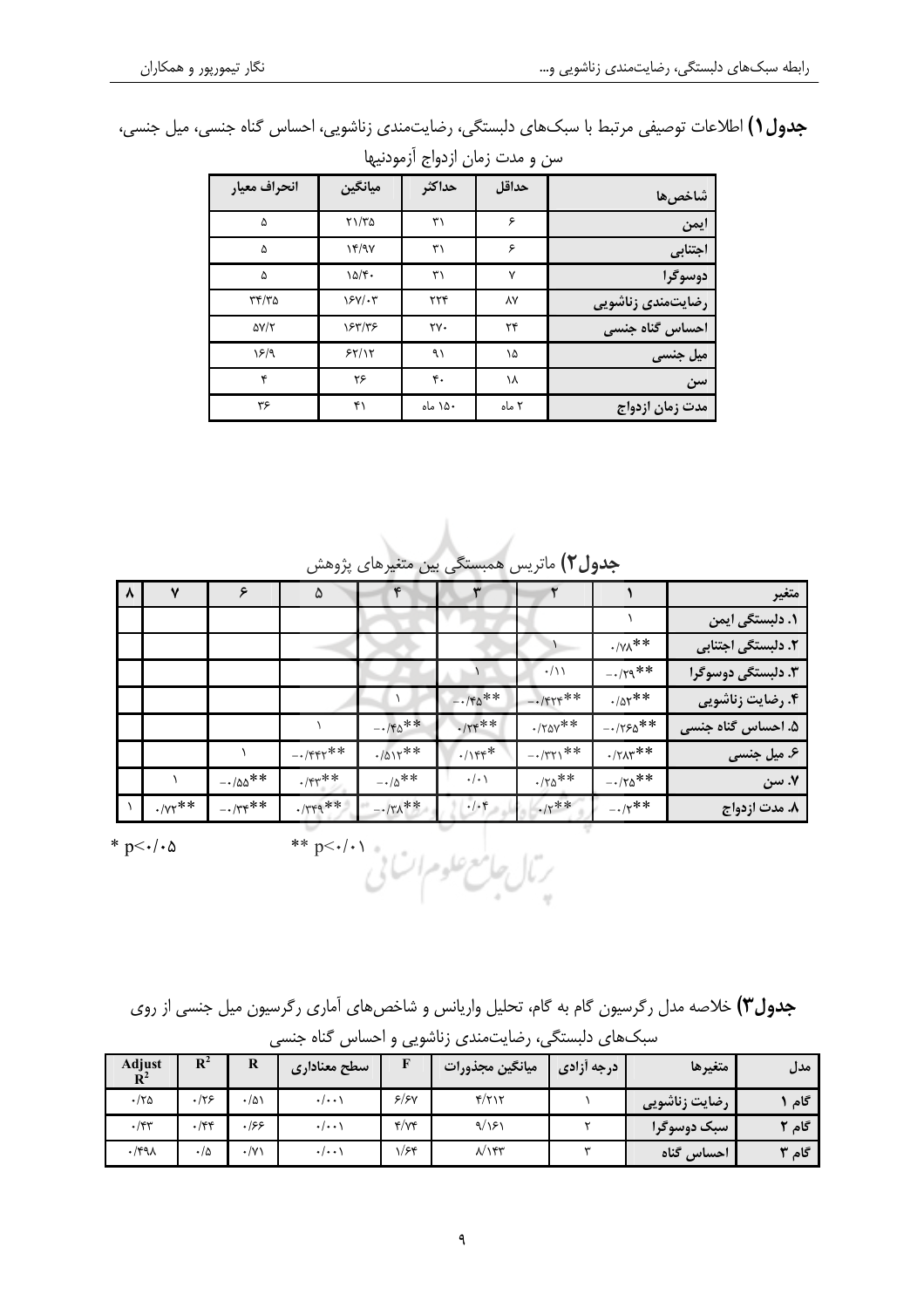**جدول۱)** اطلاعات توصیفی مرتبط با سبک‌های دلبستگی، رضایت‌مندی زناشویی، احساس گناه جنسی، میل جنسی، سن و مدت زمان ازدواج آزمودنیها

| شاخص‌ها | حداقل | حداکثر | میانگین | انحراف معیار |
|---|---|---|---|---|
| ایمن | ۶ | ۳۱ | ۲۱/۳۵ | ۵ |
| اجتنابی | ۶ | ۳۱ | ۱۴/۹۷ | ۵ |
| دوسوگرا | ۷ | ۳۱ | ۱۵/۴۰ | ۵ |
| رضایت‌مندی زناشویی | ۸۷ | ۲۲۴ | ۱۶۷/۰۳ | ۳۴/۳۵ |
| احساس گناه جنسی | ۲۴ | ۲۷۰ | ۱۶۳/۳۶ | ۵۷/۲ |
| میل جنسی | ۱۵ | ۹۱ | ۶۲/۱۲ | ۱۶/۹ |
| سن | ۱۸ | ۴۰ | ۲۶ | ۴ |
| مدت زمان ازدواج | ۲ ماه | ۱۵۰ ماه | ۴۱ | ۳۶ |

**جدول۲)** ماتریس همبستگی بین متغیرهای پژوهش

| متغیر | ۱ | ۲ | ۳ | ۴ | ۵ | ۶ | ۷ | ۸ |
|---|---|---|---|---|---|---|---|---|
| ۱. دلبستگی ایمن | ۱ | | | | | | | |
| ۲. دلبستگی اجتنابی | \*\*۰/۷۸ | ۱ | | | | | | |
| ۳. دلبستگی دوسوگرا | \*\*۰/۲۹- | ۰/۱۱ | ۱ | | | | | |
| ۴. رضایت زناشویی | \*\*۰/۵۲ | \*\*۰/۴۲۴- | \*\*۰/۴۵- | ۱ | | | | |
| ۵. احساس گناه جنسی | \*\*۰/۲۶۵- | \*\*۰/۲۵۷ | \*\*۰/۲۴ | \*\*۰/۴۵- | ۱ | | | |
| ۶. میل جنسی | \*\*۰/۲۸۳ | \*\*۰/۳۲۱- | \*۰/۱۴۴ | \*\*۰/۵۱۲ | \*\*۰/۴۴۲- | ۱ | | |
| ۷. سن | \*\*۰/۲۵- | \*\*۰/۲۵ | ۰/۰۱ | \*\*۰/۵- | \*\*۰/۴۳ | \*\*۰/۵۵- | ۱ | |
| ۸. مدت ازدواج | \*\*۰/۲- | \*\*۰/۲ | ۰/۰۴ | \*\*۰/۳۸- | \*\*۰/۳۴۹ | \*\*۰/۳۴- | \*\*۰/۷۲ | ۱ |

\* p<۰/۰۵ &nbsp;&nbsp;&nbsp;&nbsp; \*\* p<۰/۰۱

**جدول۳)** خلاصه مدل رگرسیون گام به گام، تحلیل واریانس و شاخص‌های آماری رگرسیون میل جنسی از روی سبک‌های دلبستگی، رضایت‌مندی زناشویی و احساس گناه جنسی

| مدل | متغیرها | درجه آزادی | میانگین مجذورات | F | سطح معناداری | R | $R^2$ | Adjust $R^2$ |
|---|---|---|---|---|---|---|---|---|
| گام ۱ | رضایت زناشویی | ۱ | ۴/۲۱۲ | ۶/۶۷ | ۰/۰۰۱ | ۰/۵۱ | ۰/۲۶ | ۰/۲۵ |
| گام ۲ | سبک دوسوگرا | ۲ | ۹/۱۶۱ | ۴/۷۴ | ۰/۰۰۱ | ۰/۶۶ | ۰/۴۴ | ۰/۴۳ |
| گام ۳ | احساس گناه | ۳ | ۸/۱۴۳ | ۱/۶۴ | ۰/۰۰۱ | ۰/۷۱ | ۰/۵ | ۰/۴۹۸ |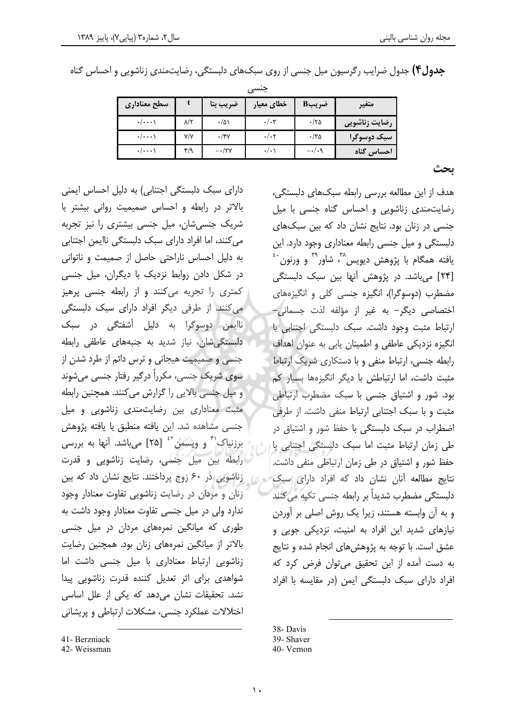**جدول۴)** جدول ضرایب رگرسیون میل جنسی از روی سبک‌های دلبستگی، رضایت‌مندی زناشویی و احساس گناه جنسی

| متغیر | ضریبB | خطای معیار | ضریب بتا | t | سطح معناداری |
|---|---|---|---|---|---|
| رضایت زناشویی | ۰/۲۵ | ۰/۰۳ | ۰/۵۱ | ۸/۲ | ۰/۰۰۰۱ |
| سبک دوسوگرا | ۰/۳۵ | ۰/۰۲ | ۰/۴۷ | ۷/۷ | ۰/۰۰۰۱ |
| احساس گناه | -۰/۰۹ | ۰/۰۱ | -۰/۲۷ | ۴/۹ | ۰/۰۰۰۱ |

## بحث

هدف از این مطالعه بررسی رابطه سبک‌های دلبستگی، رضایت‌مندی زناشویی و احساس گناه جنسی با میل جنسی در زنان بود. نتایج نشان داد که بین سبک‌های دلبستگی و میل جنسی رابطه معناداری وجود دارد. این یافته همگام با پژوهش دیویس[38]، شاور[39] و ورنون[40] [۲۴] می‌باشد. در پژوهش آنها بین سبک دلبستگی مضطرب (دوسوگرا)، انگیزه جنسی کلی و انگیزه‌های اختصاصی دیگر- به غیر از مؤلفه لذت جسمانی- ارتباط مثبت وجود داشت. سبک دلبستگی اجتنابی با انگیزه نزدیکی عاطفی و اطمینان یابی به عنوان اهداف رابطه جنسی، ارتباط منفی و با دستکاری شریک ارتباط مثبت داشت، اما ارتباطش با دیگر انگیزه‌ها بسیار کم بود. شور و اشتیاق جنسی با سبک مضطرب ارتباطی مثبت و با سبک اجتنابی ارتباط منفی داشت. از طرفی اضطراب در سبک دلبستگی با حفظ شور و اشتیاق در طی زمان ارتباط مثبت اما سبک دلبستگی اجتنابی با حفظ شور و اشتیاق در طی زمان ارتباطی منفی داشت. نتایج مطالعه آنان نشان داد که افراد دارای سبک دلبستگی مضطرب شدیداً بر رابطه جنسی تکیه می‌کنند و به آن وابسته هستند، زیرا یک روش اصلی بر آوردن نیازهای شدید این افراد به امنیت، نزدیکی جویی و عشق است. با توجه به پژوهش‌های انجام شده و نتایج به دست آمده از این تحقیق می‌توان فرض کرد که افراد دارای سبک دلبستگی ایمن (در مقایسه با افراد دارای سبک دلبستگی اجتنابی) به دلیل احساس ایمنی بالاتر در رابطه و احساس صمیمیت روانی بیشتر با شریک جنسی‌شان، میل جنسی بیشتری را نیز تجربه می‌کنند، اما افراد دارای سبک دلبستگی ناایمن اجتنابی به دلیل احساس ناراحتی حاصل از صمیمت و ناتوانی در شکل دادن روابط نزدیک با دیگران، میل جنسی کمتری را تجربه می‌کنند و از رابطه جنسی پرهیز می‌کنند. از طرفی دیگر افراد دارای سبک دلبستگی ناایمن دوسوگرا به دلیل آشفتگی در سبک دلبستگی‌شان، نیاز شدید به جنبه‌های عاطفی رابطه جنسی و صمیمیت هیجانی و ترس دائم از طرد شدن از سوی شریک جنسی، مکرراً درگیر رفتار جنسی می‌شوند و میل جنسی بالایی را گزارش می‌کنند. همچنین رابطه مثبت معناداری بین رضایت‌مندی زناشویی و میل جنسی مشاهده شد. این یافته منطبق با یافته پژوهش برزنیاک[41] و ویسمن[42] [۲۵] می‌باشد. آنها به بررسی رابطه بین میل جنسی، رضایت زناشویی و قدرت زناشویی در ۶۰ زوج پرداختند. نتایج نشان داد که بین زنان و مردان در رضایت زناشویی تفاوت معنادار وجود ندارد ولی در میل جنسی تفاوت معنادار وجود داشت به طوری که میانگین نمره‌های مردان در میل جنسی بالاتر از میانگین نمره‌های زنان بود. همچنین رضایت زناشویی ارتباط معناداری با میل جنسی داشت اما شواهدی برای اثر تعدیل کننده قدرت زناشویی پیدا نشد. تحقیقات نشان می‌دهد که یکی از علل اساسی اختلالات عملکرد جنسی، مشکلات ارتباطی و پریشانی

38- Davis
39- Shaver
40- Vernon

41- Berzniack
42- Weissman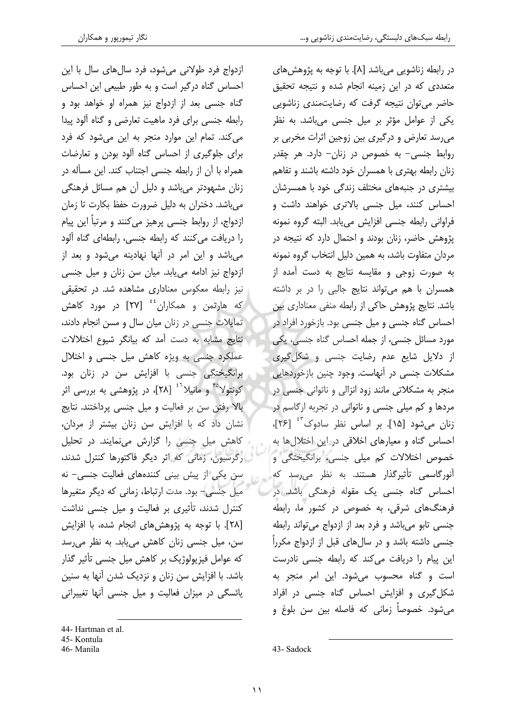در رابطه زناشویی می‌باشد [۸]. با توجه به پژوهش‌های متعددی که در این زمینه انجام شده و نتیجه تحقیق حاضر می‌توان نتیجه گرفت که رضایت‌مندی زناشویی یکی از عوامل مؤثر بر میل جنسی می‌باشد. به نظر می‌رسد تعارض و درگیری بین زوجین اثرات مخربی بر روابط جنسی- به خصوص در زنان- دارد. هر چقدر زنان رابطه بهتری با همسران خود داشته باشند و تفاهم بیشتری در جنبه‌های مختلف زندگی خود با همسرشان احساس کنند، میل جنسی بالاتری خواهند داشت و فراوانی رابطه جنسی افزایش می‌یابد. البته گروه نمونه پژوهش حاضر، زنان بودند و احتمال دارد که نتیجه در مردان متفاوت باشد، به همین دلیل انتخاب گروه نمونه به صورت زوجی و مقایسه نتایج به دست آمده از همسران با هم می‌تواند نتایج جالبی را در بر داشته باشد. نتایج پژوهش حاکی از رابطه منفی معناداری بین احساس گناه جنسی و میل جنسی بود. بازخورد افراد در مورد مسائل جنسی، از جمله احساس گناه جنسی، یکی از دلایل شایع عدم رضایت جنسی و شکل‌گیری مشکلات جنسی در آنهاست. وجود چنین بازخوردهایی منجر به مشکلاتی مانند زود انزالی و ناتوانی جنسی در مردها و کم میلی جنسی و ناتوانی در تجربه ارگاسم در زنان می‌شود [۱۵]. بر اساس نظر سادوک[43] [۲۶]، احساس گناه و معیارهای اخلاقی در این اختلال‌ها به خصوص اختلالات کم میلی جنسی، برانگیختگی و آنورگاسمی تأثیرگذار هستند. به نظر می‌رسد که احساس گناه جنسی یک مقوله فرهنگی باشد. در فرهنگ‌های شرقی، به خصوص در کشور ما، رابطه جنسی تابو می‌باشد و فرد بعد از ازدواج می‌تواند رابطه جنسی داشته باشد و در سال‌های قبل از ازدواج مکرراً این پیام را دریافت می‌کند که رابطه جنسی نادرست است و گناه محسوب می‌شود. این امر منجر به شکل‌گیری و افزایش احساس گناه جنسی در افراد می‌شود. خصوصاً زمانی که فاصله بین سن بلوغ و ازدواج فرد طولانی می‌شود، فرد سال‌های سال با این احساس گناه درگیر است و به طور طبیعی این احساس گناه جنسی بعد از ازدواج نیز همراه او خواهد بود و رابطه جنسی برای فرد ماهیت تعارضی و گناه آلود پیدا می‌کند. تمام این موارد منجر به این می‌شود که فرد برای جلوگیری از احساس گناه آلود بودن و تعارضات همراه با آن از رابطه جنسی اجتناب کند. این مسأله در زنان مشهودتر می‌باشد و دلیل آن هم مسائل فرهنگی می‌باشد. دختران به دلیل ضرورت حفظ بکارت تا زمان ازدواج، از روابط جنسی پرهیز می‌کنند و مرتباً این پیام را دریافت می‌کنند که رابطه جنسی، رابطه‌ای گناه آلود می‌باشد و این امر در آنها نهادینه می‌شود و بعد از ازدواج نیز ادامه می‌یابد. میان سن زنان و میل جنسی نیز رابطه معکوس معناداری مشاهده شد. در تحقیقی که هارتمن و همکاران[44] [۲۷] در مورد کاهش تمایلات جنسی در زنان میان سال و مسن انجام دادند، نتایج مشابه به دست آمد که بیانگر شیوع اختلالات عملکرد جنسی به ویژه کاهش میل جنسی و اختلال برانگیختگی جنسی با افزایش سن در زنان بود. کونتولا[45] و مانیلا[46] [۲۸]، در پژوهشی به بررسی اثر بالا رفتن سن بر فعالیت و میل جنسی پرداختند. نتایج نشان داد که با افزایش سن زنان بیشتر از مردان، کاهش میل جنسی را گزارش می‌نمایند. در تحلیل رگرسیون، زمانی که اثر دیگر فاکتورها کنترل شدند، سن یکی از پیش بینی کننده‌های فعالیت جنسی- نه میل جنسی- بود. مدت ارتباط، زمانی که دیگر متغیرها کنترل شدند، تأثیری بر فعالیت و میل جنسی نداشت [۲۸]. با توجه به پژوهش‌های انجام شده، با افزایش سن، میل جنسی زنان کاهش می‌یابد. به نظر می‌رسد که عوامل فیزیولوژیک بر کاهش میل جنسی تأثیر گذار باشد. با افزایش سن زنان و نزدیک شدن آنها به سنین یائسگی در میزان فعالیت و میل جنسی آنها تغییراتی

---

43- Sadock

44- Hartman et al.

45- Kontula

46- Manila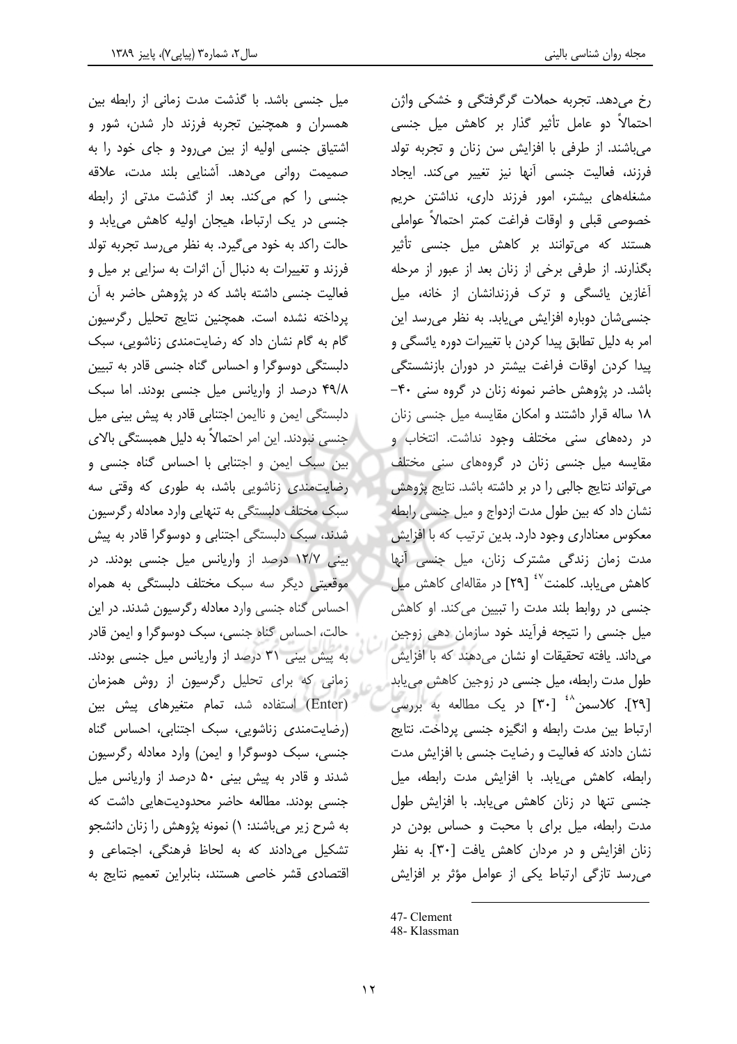رخ می‌دهد. تجربه حملات گرگرفتگی و خشکی واژن احتمالاً دو عامل تأثیر گذار بر کاهش میل جنسی می‌باشند. از طرفی با افزایش سن زنان و تجربه تولد فرزند، فعالیت جنسی آنها نیز تغییر می‌کند. ایجاد مشغله‌های بیشتر، امور فرزند داری، نداشتن حریم خصوصی قبلی و اوقات فراغت کمتر احتمالاً عواملی هستند که می‌توانند بر کاهش میل جنسی تأثیر بگذارند. از طرفی برخی از زنان بعد از عبور از مرحله آغازین یائسگی و ترک فرزندانشان از خانه، میل جنسی‌شان دوباره افزایش می‌یابد. به نظر می‌رسد این امر به دلیل تطابق پیدا کردن با تغییرات دوره یائسگی و پیدا کردن اوقات فراغت بیشتر در دوران بازنشستگی باشد. در پژوهش حاضر نمونه زنان در گروه سنی ۴۰-۱۸ ساله قرار داشتند و امکان مقایسه میل جنسی زنان در رده‌های سنی مختلف وجود نداشت. انتخاب و مقایسه میل جنسی زنان در گروه‌های سنی مختلف می‌تواند نتایج جالبی را در بر داشته باشد. نتایج پژوهش نشان داد که بین طول مدت ازدواج و میل جنسی رابطه معکوس معناداری وجود دارد. بدین ترتیب که با افزایش مدت زمان زندگی مشترک زنان، میل جنسی آنها کاهش می‌یابد. کلمنت[47] [۲۹] در مقاله‌ای کاهش میل جنسی در روابط بلند مدت را تبیین می‌کند. او کاهش میل جنسی را نتیجه فرآیند خود سازمان دهی زوجین می‌داند. یافته تحقیقات او نشان می‌دهند که با افزایش طول مدت رابطه، میل جنسی در زوجین کاهش می‌یابد [۲۹]. کلاسمن[48] [۳۰] در یک مطالعه به بررسی ارتباط بین مدت رابطه و انگیزه جنسی پرداخت. نتایج نشان دادند که فعالیت و رضایت جنسی با افزایش مدت رابطه، کاهش می‌یابد. با افزایش مدت رابطه، میل جنسی تنها در زنان کاهش می‌یابد. با افزایش طول مدت رابطه، میل برای با محبت و حساس بودن در زنان افزایش و در مردان کاهش یافت [۳۰]. به نظر می‌رسد تازگی ارتباط یکی از عوامل مؤثر بر افزایش میل جنسی باشد. با گذشت مدت زمانی از رابطه بین همسران و همچنین تجربه فرزند دار شدن، شور و اشتیاق جنسی اولیه از بین می‌رود و جای خود را به صمیمت روانی می‌دهد. آشنایی بلند مدت، علاقه جنسی را کم می‌کند. بعد از گذشت مدتی از رابطه جنسی در یک ارتباط، هیجان اولیه کاهش می‌یابد و حالت راکد به خود می‌گیرد. به نظر می‌رسد تجربه تولد فرزند و تغییرات به دنبال آن اثرات به سزایی بر میل و فعالیت جنسی داشته باشد که در پژوهش حاضر به آن پرداخته نشده است. همچنین نتایج تحلیل رگرسیون گام به گام نشان داد که رضایت‌مندی زناشویی، سبک دلبستگی دوسوگرا و احساس گناه جنسی قادر به تبیین ۴۹/۸ درصد از واریانس میل جنسی بودند. اما سبک دلبستگی ایمن و ناایمن اجتنابی قادر به پیش بینی میل جنسی نبودند. این امر احتمالاً به دلیل همبستگی بالای بین سبک ایمن و اجتنابی با احساس گناه جنسی و رضایت‌مندی زناشویی باشد، به طوری که وقتی سه سبک مختلف دلبستگی به تنهایی وارد معادله رگرسیون شدند، سبک دلبستگی اجتنابی و دوسوگرا قادر به پیش بینی ۱۲/۷ درصد از واریانس میل جنسی بودند. در موقعیتی دیگر سه سبک مختلف دلبستگی به همراه احساس گناه جنسی وارد معادله رگرسیون شدند. در این حالت، احساس گناه جنسی، سبک دوسوگرا و ایمن قادر به پیش بینی ۳۱ درصد از واریانس میل جنسی بودند. زمانی که برای تحلیل رگرسیون از روش همزمان (Enter) استفاده شد، تمام متغیرهای پیش بین (رضایت‌مندی زناشویی، سبک اجتنابی، احساس گناه جنسی، سبک دوسوگرا و ایمن) وارد معادله رگرسیون شدند و قادر به پیش بینی ۵۰ درصد از واریانس میل جنسی بودند. مطالعه حاضر محدودیت‌هایی داشت که به شرح زیر می‌باشند: ۱) نمونه پژوهش را زنان دانشجو تشکیل می‌دادند که به لحاظ فرهنگی، اجتماعی و اقتصادی قشر خاصی هستند، بنابراین تعمیم نتایج به

---

47- Clement
48- Klassman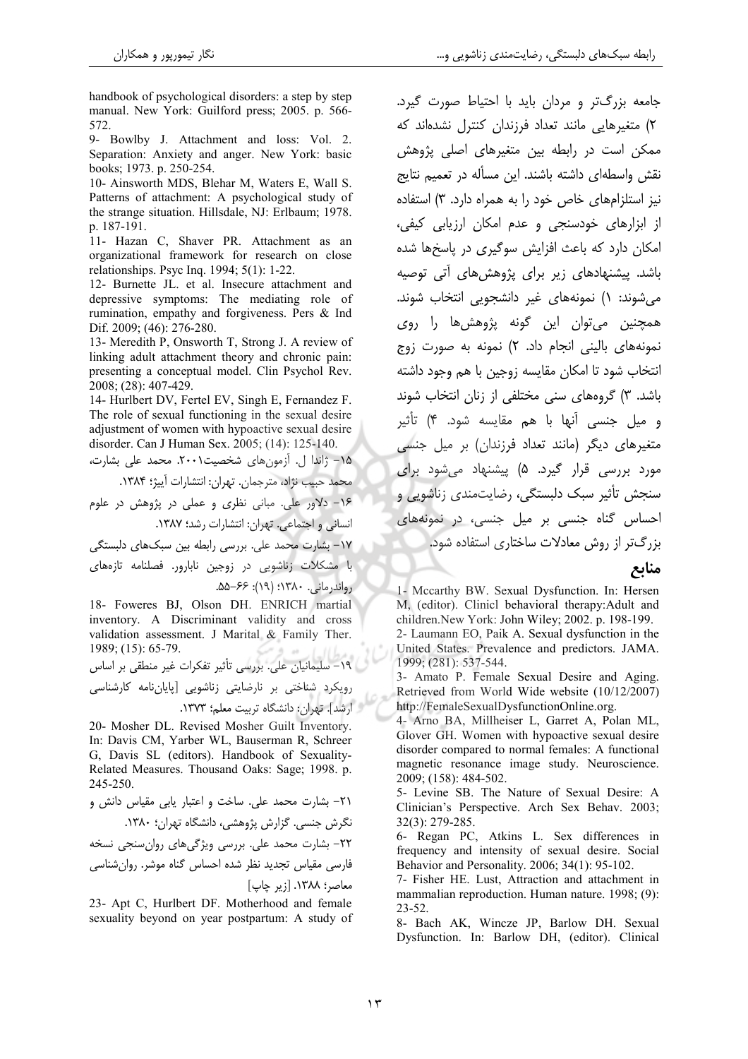جامعه بزرگ‌تر و مردان باید با احتیاط صورت گیرد. ۲) متغیرهایی مانند تعداد فرزندان کنترل نشده‌اند که ممکن است در رابطه بین متغیرهای اصلی پژوهش نقش واسطه‌ای داشته باشند. این مسأله در تعمیم نتایج نیز استلزام‌های خاص خود را به همراه دارد. ۳) استفاده از ابزارهای خودسنجی و عدم امکان ارزیابی کیفی، امکان دارد که باعث افزایش سوگیری در پاسخ‌ها شده باشد. پیشنهادهای زیر برای پژوهش‌های آتی توصیه می‌شوند: ۱) نمونه‌های غیر دانشجویی انتخاب شوند. همچنین می‌توان این گونه پژوهش‌ها را روی نمونه‌های بالینی انجام داد. ۲) نمونه به صورت زوج انتخاب شود تا امکان مقایسه زوجین با هم وجود داشته باشد. ۳) گروه‌های سنی مختلفی از زنان انتخاب شوند و میل جنسی آنها با هم مقایسه شود. ۴) تأثیر متغیرهای دیگر (مانند تعداد فرزندان) بر میل جنسی مورد بررسی قرار گیرد. ۵) پیشنهاد می‌شود برای سنجش تأثیر سبک دلبستگی، رضایت‌مندی زناشویی و احساس گناه جنسی بر میل جنسی، در نمونه‌های بزرگ‌تر از روش معادلات ساختاری استفاده شود.

## منابع

1- Mccarthy BW. Sexual Dysfunction. In: Hersen M, (editor). Clinicl behavioral therapy:Adult and children.New York: John Wiley; 2002. p. 198-199.

2- Laumann EO, Paik A. Sexual dysfunction in the United States. Prevalence and predictors. JAMA. 1999; (281): 537-544.

3- Amato P. Female Sexual Desire and Aging. Retrieved from World Wide website (10/12/2007) http://FemaleSexualDysfunctionOnline.org.

4- Arno BA, Millheiser L, Garret A, Polan ML, Glover GH. Women with hypoactive sexual desire disorder compared to normal females: A functional magnetic resonance image study. Neuroscience. 2009; (158): 484-502.

5- Levine SB. The Nature of Sexual Desire: A Clinician's Perspective. Arch Sex Behav. 2003; 32(3): 279-285.

6- Regan PC, Atkins L. Sex differences in frequency and intensity of sexual desire. Social Behavior and Personality. 2006; 34(1): 95-102.

7- Fisher HE. Lust, Attraction and attachment in mammalian reproduction. Human nature. 1998; (9): 23-52.

8- Bach AK, Wincze JP, Barlow DH. Sexual Dysfunction. In: Barlow DH, (editor). Clinical handbook of psychological disorders: a step by step manual. New York: Guilford press; 2005. p. 566-572.

9- Bowlby J. Attachment and loss: Vol. 2. Separation: Anxiety and anger. New York: basic books; 1973. p. 250-254.

10- Ainsworth MDS, Blehar M, Waters E, Wall S. Patterns of attachment: A psychological study of the strange situation. Hillsdale, NJ: Erlbaum; 1978. p. 187-191.

11- Hazan C, Shaver PR. Attachment as an organizational framework for research on close relationships. Psyc Inq. 1994; 5(1): 1-22.

12- Burnette JL. et al. Insecure attachment and depressive symptoms: The mediating role of rumination, empathy and forgiveness. Pers & Ind Dif. 2009; (46): 276-280.

13- Meredith P, Onsworth T, Strong J. A review of linking adult attachment theory and chronic pain: presenting a conceptual model. Clin Psychol Rev. 2008; (28): 407-429.

14- Hurlbert DV, Fertel EV, Singh E, Fernandez F. The role of sexual functioning in the sexual desire adjustment of women with hypoactive sexual desire disorder. Can J Human Sex. 2005; (14): 125-140.

۱۵- ژاندا ل. آزمون‌های شخصیت۲۰۰۱. محمد علی بشارت، محمد حبیب نژاد، مترجمان. تهران: انتشارات آییژ؛ ۱۳۸۴.

۱۶- دلاور علی. مبانی نظری و عملی در پژوهش در علوم انسانی و اجتماعی. تهران: انتشارات رشد؛ ۱۳۸۷.

۱۷- بشارت محمد علی. بررسی رابطه بین سبک‌های دلبستگی با مشکلات زناشویی در زوجین نابارور. فصلنامه تازه‌های رواندرمانی. ۱۳۸۰؛ (۱۹): ۶۶-۵۵.

18- Foweres BJ, Olson DH. ENRICH martial inventory. A Discriminant validity and cross validation assessment. J Marital & Family Ther. 1989; (15): 65-79.

۱۹- سلیمانیان علی. بررسی تأثیر تفکرات غیر منطقی بر اساس رویکرد شناختی بر نارضایتی زناشویی [پایان‌نامه کارشناسی ارشد]. تهران: دانشگاه تربیت معلم؛ ۱۳۷۳.

20- Mosher DL. Revised Mosher Guilt Inventory. In: Davis CM, Yarber WL, Bauserman R, Schreer G, Davis SL (editors). Handbook of Sexuality-Related Measures. Thousand Oaks: Sage; 1998. p. 245-250.

۲۱- بشارت محمد علی. ساخت و اعتبار یابی مقیاس دانش و نگرش جنسی. گزارش پژوهشی، دانشگاه تهران؛ ۱۳۸۰.

۲۲- بشارت محمد علی. بررسی ویژگی‌های روان‌سنجی نسخه فارسی مقیاس تجدید نظر شده احساس گناه موشر. روان‌شناسی معاصر؛ ۱۳۸۸. [زیر چاپ]

23- Apt C, Hurlbert DF. Motherhood and female sexuality beyond on year postpartum: A study of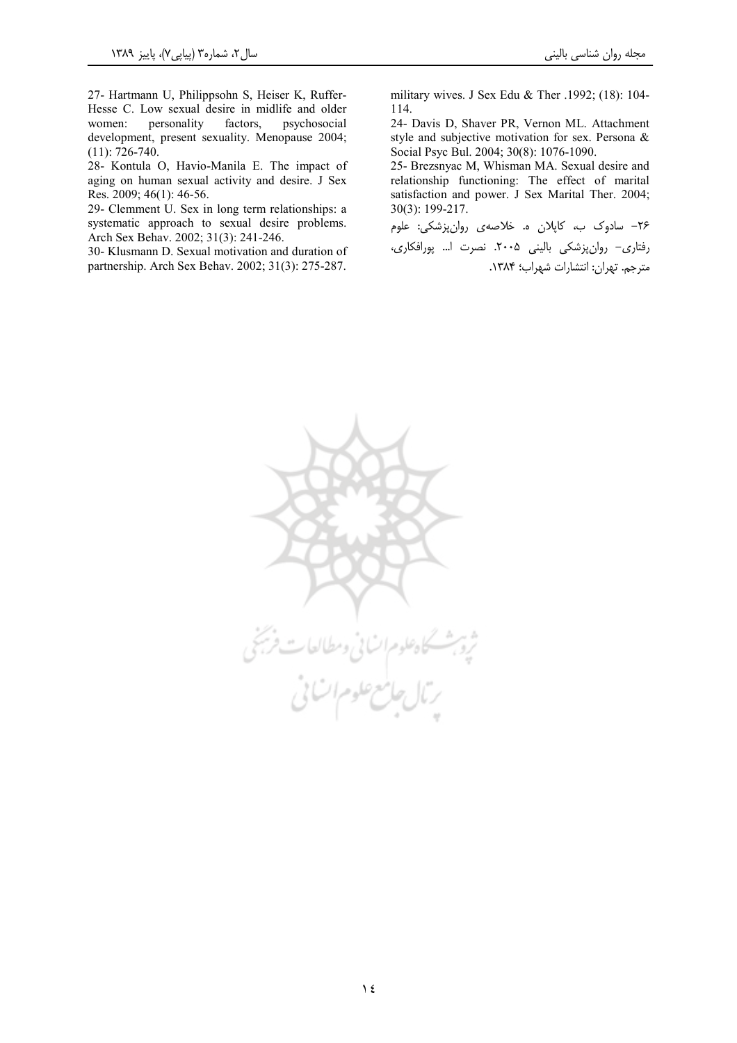military wives. J Sex Edu & Ther .1992; (18): 104-114.

24- Davis D, Shaver PR, Vernon ML. Attachment style and subjective motivation for sex. Persona & Social Psyc Bul. 2004; 30(8): 1076-1090.

25- Brezsnyac M, Whisman MA. Sexual desire and relationship functioning: The effect of marital satisfaction and power. J Sex Marital Ther. 2004; 30(3): 199-217.

۲۶- سادوک ب، کاپلان ه. خلاصه‌ی روان‌پزشکی: علوم رفتاری- روان‌پزشکی بالینی ۲۰۰۵. نصرت ا... پورافکاری، مترجم. تهران: انتشارات شهراب؛ ۱۳۸۴.

27- Hartmann U, Philippsohn S, Heiser K, Ruffer-Hesse C. Low sexual desire in midlife and older women: personality factors, psychosocial development, present sexuality. Menopause 2004; (11): 726-740.

28- Kontula O, Havio-Manila E. The impact of aging on human sexual activity and desire. J Sex Res. 2009; 46(1): 46-56.

29- Clemment U. Sex in long term relationships: a systematic approach to sexual desire problems. Arch Sex Behav. 2002; 31(3): 241-246.

30- Klusmann D. Sexual motivation and duration of partnership. Arch Sex Behav. 2002; 31(3): 275-287.